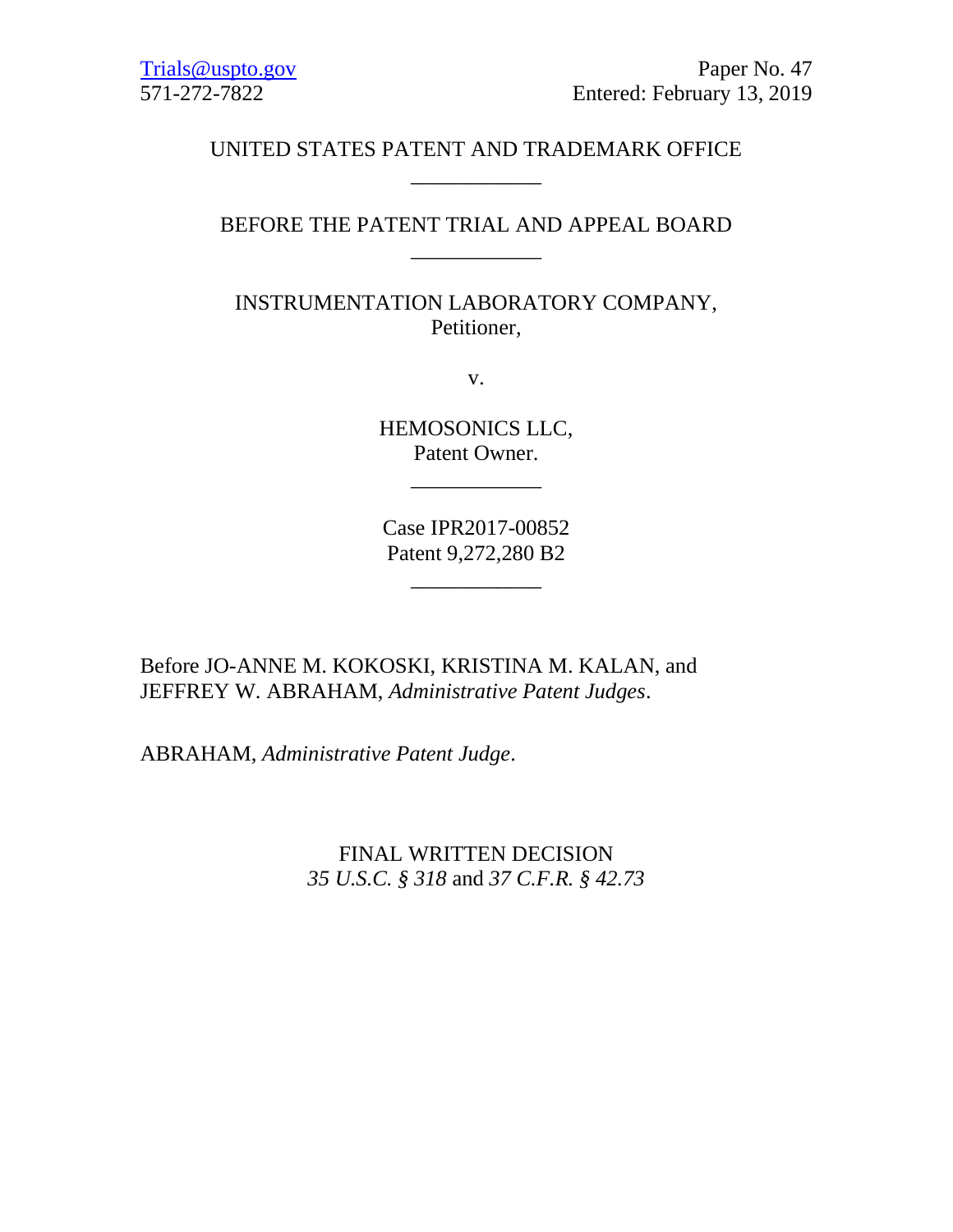Trials@uspto.gov Paper No. 47
571-272-7822 Entered: February 13, 2019

UNITED STATES PATENT AND TRADEMARK OFFICE

____________

BEFORE THE PATENT TRIAL AND APPEAL BOARD

____________

INSTRUMENTATION LABORATORY COMPANY,
Petitioner,

v.

HEMOSONICS LLC,
Patent Owner.

____________

Case IPR2017-00852
Patent 9,272,280 B2

____________

Before JO-ANNE M. KOKOSKI, KRISTINA M. KALAN, and JEFFREY W. ABRAHAM, *Administrative Patent Judges*.

ABRAHAM, *Administrative Patent Judge*.

FINAL WRITTEN DECISION
*35 U.S.C. § 318* and *37 C.F.R. § 42.73*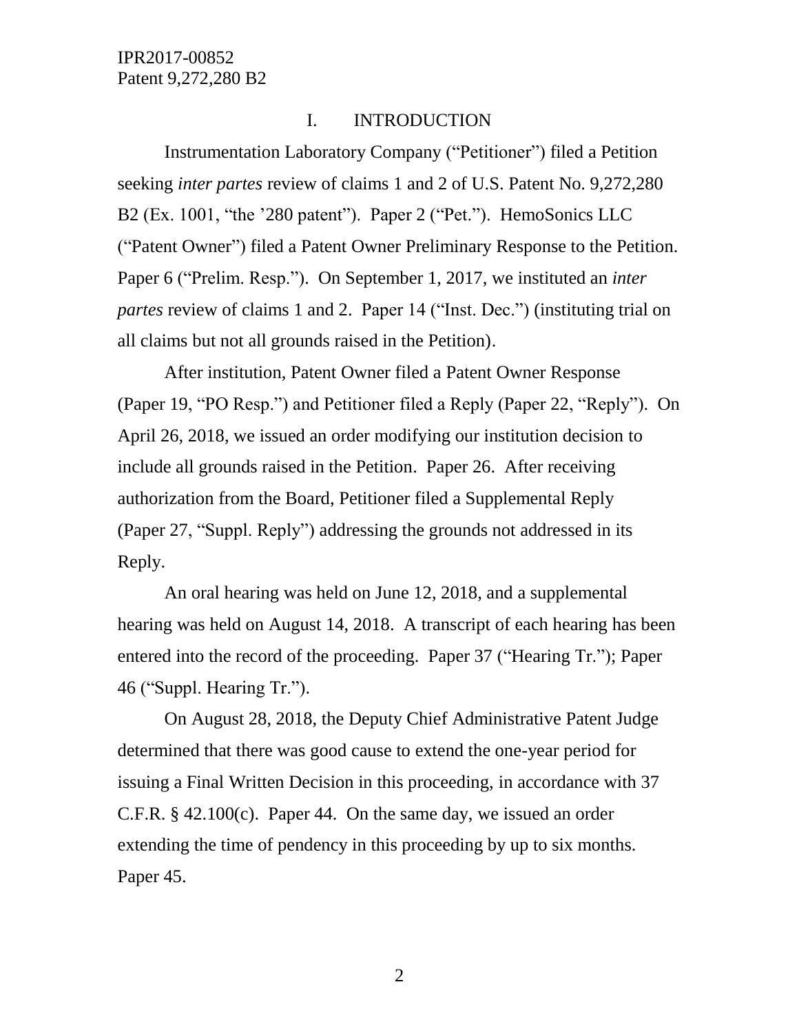## I. INTRODUCTION

Instrumentation Laboratory Company ("Petitioner") filed a Petition seeking *inter partes* review of claims 1 and 2 of U.S. Patent No. 9,272,280 B2 (Ex. 1001, "the '280 patent"). Paper 2 ("Pet."). HemoSonics LLC ("Patent Owner") filed a Patent Owner Preliminary Response to the Petition. Paper 6 ("Prelim. Resp."). On September 1, 2017, we instituted an *inter partes* review of claims 1 and 2. Paper 14 ("Inst. Dec.") (instituting trial on all claims but not all grounds raised in the Petition).

After institution, Patent Owner filed a Patent Owner Response (Paper 19, "PO Resp.") and Petitioner filed a Reply (Paper 22, "Reply"). On April 26, 2018, we issued an order modifying our institution decision to include all grounds raised in the Petition. Paper 26. After receiving authorization from the Board, Petitioner filed a Supplemental Reply (Paper 27, "Suppl. Reply") addressing the grounds not addressed in its Reply.

An oral hearing was held on June 12, 2018, and a supplemental hearing was held on August 14, 2018. A transcript of each hearing has been entered into the record of the proceeding. Paper 37 ("Hearing Tr."); Paper 46 ("Suppl. Hearing Tr.").

On August 28, 2018, the Deputy Chief Administrative Patent Judge determined that there was good cause to extend the one-year period for issuing a Final Written Decision in this proceeding, in accordance with 37 C.F.R. § 42.100(c). Paper 44. On the same day, we issued an order extending the time of pendency in this proceeding by up to six months. Paper 45.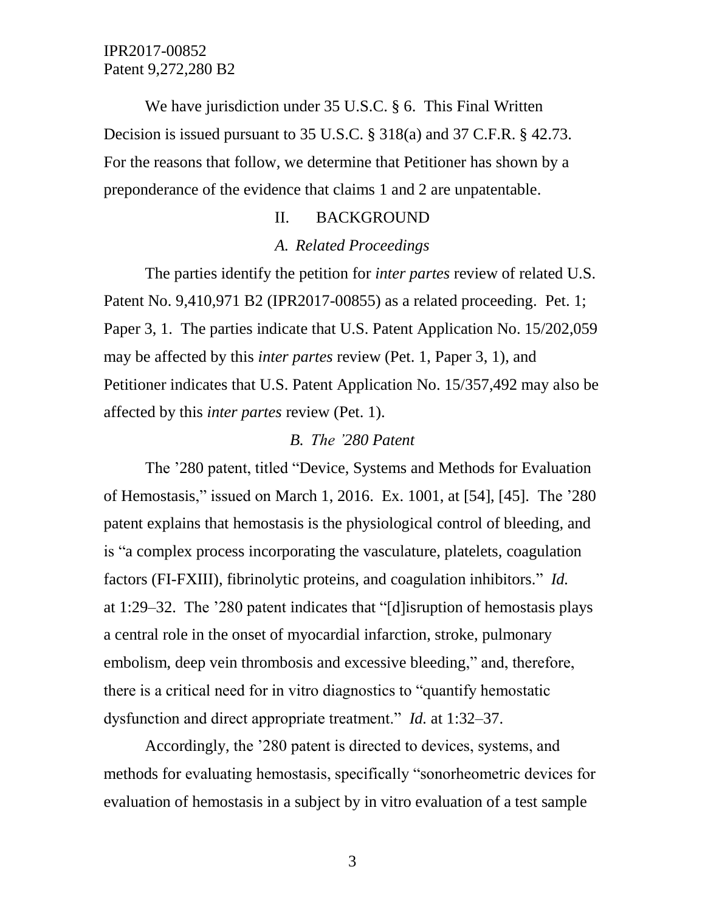We have jurisdiction under 35 U.S.C. § 6. This Final Written Decision is issued pursuant to 35 U.S.C. § 318(a) and 37 C.F.R. § 42.73. For the reasons that follow, we determine that Petitioner has shown by a preponderance of the evidence that claims 1 and 2 are unpatentable.

## II. BACKGROUND

### *A. Related Proceedings*

The parties identify the petition for *inter partes* review of related U.S. Patent No. 9,410,971 B2 (IPR2017-00855) as a related proceeding. Pet. 1; Paper 3, 1. The parties indicate that U.S. Patent Application No. 15/202,059 may be affected by this *inter partes* review (Pet. 1, Paper 3, 1), and Petitioner indicates that U.S. Patent Application No. 15/357,492 may also be affected by this *inter partes* review (Pet. 1).

### *B. The '280 Patent*

The '280 patent, titled "Device, Systems and Methods for Evaluation of Hemostasis," issued on March 1, 2016. Ex. 1001, at [54], [45]. The '280 patent explains that hemostasis is the physiological control of bleeding, and is "a complex process incorporating the vasculature, platelets, coagulation factors (FI-FXIII), fibrinolytic proteins, and coagulation inhibitors." *Id.* at 1:29–32. The '280 patent indicates that "[d]isruption of hemostasis plays a central role in the onset of myocardial infarction, stroke, pulmonary embolism, deep vein thrombosis and excessive bleeding," and, therefore, there is a critical need for in vitro diagnostics to "quantify hemostatic dysfunction and direct appropriate treatment." *Id.* at 1:32–37.

Accordingly, the '280 patent is directed to devices, systems, and methods for evaluating hemostasis, specifically "sonorheometric devices for evaluation of hemostasis in a subject by in vitro evaluation of a test sample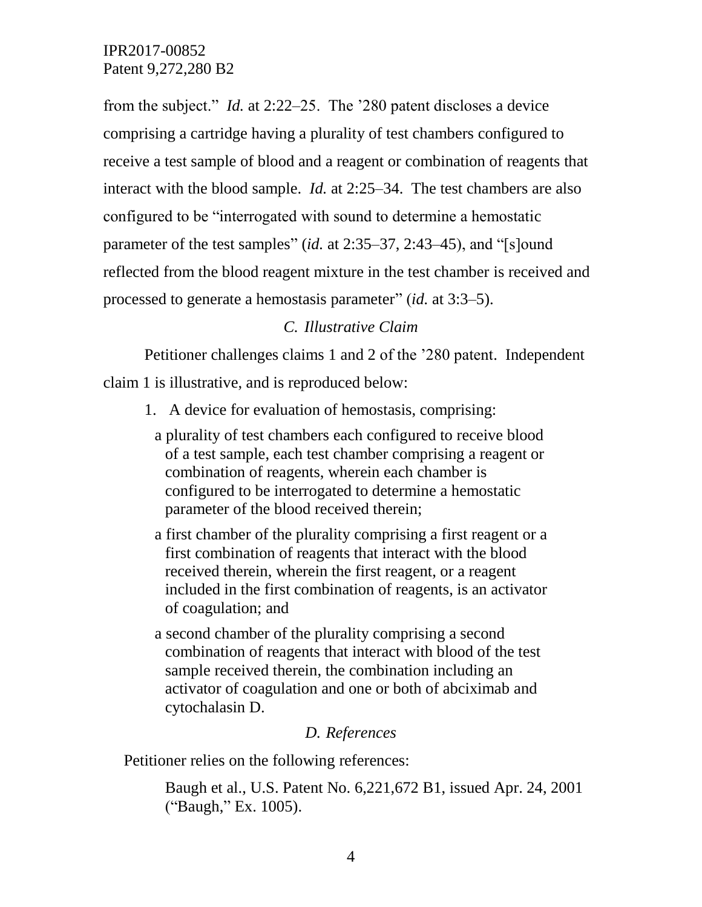from the subject." *Id.* at 2:22–25. The '280 patent discloses a device comprising a cartridge having a plurality of test chambers configured to receive a test sample of blood and a reagent or combination of reagents that interact with the blood sample. *Id.* at 2:25–34. The test chambers are also configured to be "interrogated with sound to determine a hemostatic parameter of the test samples" (*id.* at 2:35–37, 2:43–45), and "[s]ound reflected from the blood reagent mixture in the test chamber is received and processed to generate a hemostasis parameter" (*id.* at 3:3–5).

### *C. Illustrative Claim*

Petitioner challenges claims 1 and 2 of the '280 patent. Independent claim 1 is illustrative, and is reproduced below:

> 1. A device for evaluation of hemostasis, comprising:
>
> a plurality of test chambers each configured to receive blood of a test sample, each test chamber comprising a reagent or combination of reagents, wherein each chamber is configured to be interrogated to determine a hemostatic parameter of the blood received therein;
>
> a first chamber of the plurality comprising a first reagent or a first combination of reagents that interact with the blood received therein, wherein the first reagent, or a reagent included in the first combination of reagents, is an activator of coagulation; and
>
> a second chamber of the plurality comprising a second combination of reagents that interact with blood of the test sample received therein, the combination including an activator of coagulation and one or both of abciximab and cytochalasin D.

### *D. References*

Petitioner relies on the following references:

> Baugh et al., U.S. Patent No. 6,221,672 B1, issued Apr. 24, 2001 ("Baugh," Ex. 1005).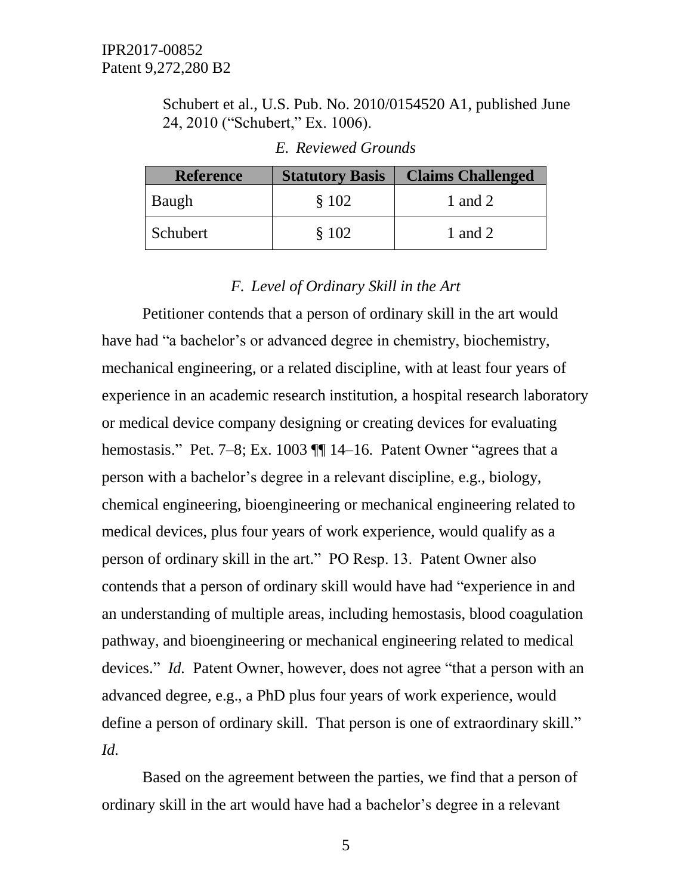Schubert et al., U.S. Pub. No. 2010/0154520 A1, published June 24, 2010 ("Schubert," Ex. 1006).

### *E. Reviewed Grounds*

| Reference | Statutory Basis | Claims Challenged |
| --- | --- | --- |
| Baugh | § 102 | 1 and 2 |
| Schubert | § 102 | 1 and 2 |

### *F. Level of Ordinary Skill in the Art*

Petitioner contends that a person of ordinary skill in the art would have had "a bachelor's or advanced degree in chemistry, biochemistry, mechanical engineering, or a related discipline, with at least four years of experience in an academic research institution, a hospital research laboratory or medical device company designing or creating devices for evaluating hemostasis." Pet. 7–8; Ex. 1003 ¶¶ 14–16. Patent Owner "agrees that a person with a bachelor's degree in a relevant discipline, e.g., biology, chemical engineering, bioengineering or mechanical engineering related to medical devices, plus four years of work experience, would qualify as a person of ordinary skill in the art." PO Resp. 13. Patent Owner also contends that a person of ordinary skill would have had "experience in and an understanding of multiple areas, including hemostasis, blood coagulation pathway, and bioengineering or mechanical engineering related to medical devices." *Id.* Patent Owner, however, does not agree "that a person with an advanced degree, e.g., a PhD plus four years of work experience, would define a person of ordinary skill. That person is one of extraordinary skill." *Id.*

Based on the agreement between the parties, we find that a person of ordinary skill in the art would have had a bachelor's degree in a relevant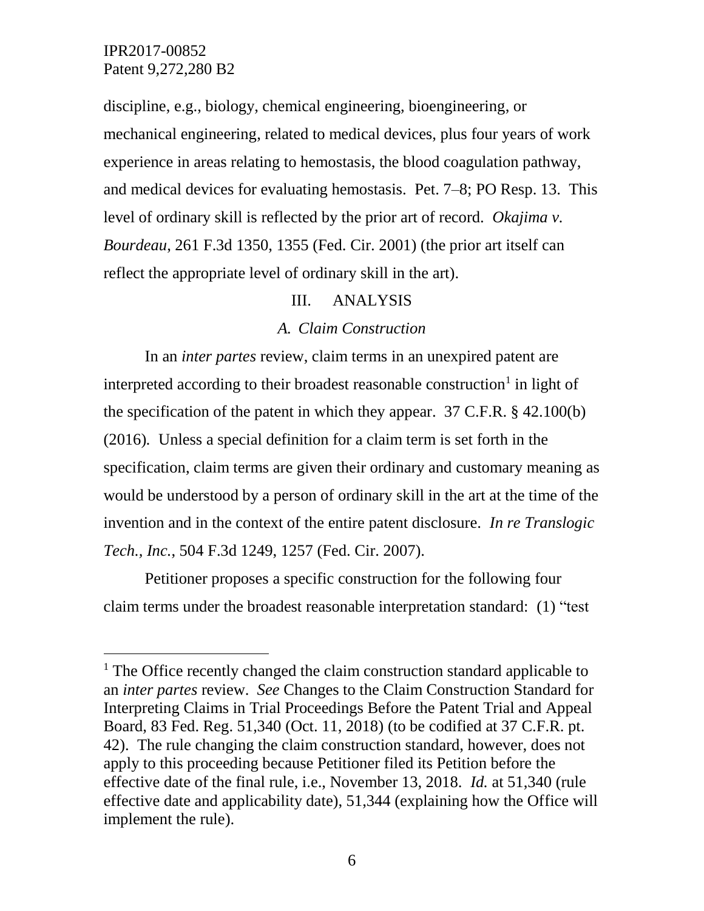discipline, e.g., biology, chemical engineering, bioengineering, or mechanical engineering, related to medical devices, plus four years of work experience in areas relating to hemostasis, the blood coagulation pathway, and medical devices for evaluating hemostasis. Pet. 7–8; PO Resp. 13. This level of ordinary skill is reflected by the prior art of record. *Okajima v. Bourdeau*, 261 F.3d 1350, 1355 (Fed. Cir. 2001) (the prior art itself can reflect the appropriate level of ordinary skill in the art).

## III. ANALYSIS

### *A. Claim Construction*

In an *inter partes* review, claim terms in an unexpired patent are interpreted according to their broadest reasonable construction[1] in light of the specification of the patent in which they appear. 37 C.F.R. § 42.100(b) (2016). Unless a special definition for a claim term is set forth in the specification, claim terms are given their ordinary and customary meaning as would be understood by a person of ordinary skill in the art at the time of the invention and in the context of the entire patent disclosure. *In re Translogic Tech., Inc.*, 504 F.3d 1249, 1257 (Fed. Cir. 2007).

Petitioner proposes a specific construction for the following four claim terms under the broadest reasonable interpretation standard: (1) "test

---

[1] The Office recently changed the claim construction standard applicable to an *inter partes* review. *See* Changes to the Claim Construction Standard for Interpreting Claims in Trial Proceedings Before the Patent Trial and Appeal Board, 83 Fed. Reg. 51,340 (Oct. 11, 2018) (to be codified at 37 C.F.R. pt. 42). The rule changing the claim construction standard, however, does not apply to this proceeding because Petitioner filed its Petition before the effective date of the final rule, i.e., November 13, 2018. *Id.* at 51,340 (rule effective date and applicability date), 51,344 (explaining how the Office will implement the rule).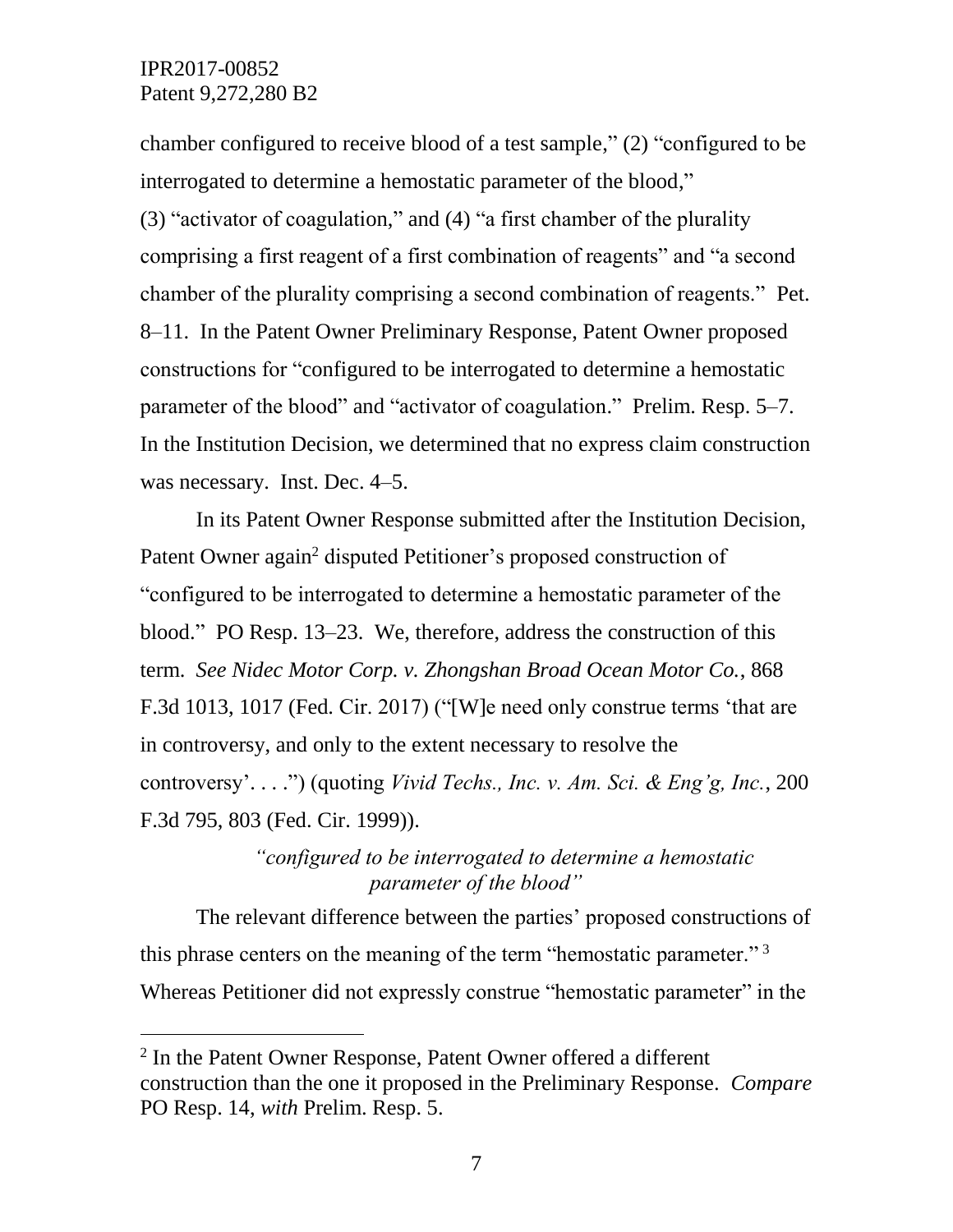chamber configured to receive blood of a test sample," (2) "configured to be interrogated to determine a hemostatic parameter of the blood," (3) "activator of coagulation," and (4) "a first chamber of the plurality comprising a first reagent of a first combination of reagents" and "a second chamber of the plurality comprising a second combination of reagents." Pet. 8–11. In the Patent Owner Preliminary Response, Patent Owner proposed constructions for "configured to be interrogated to determine a hemostatic parameter of the blood" and "activator of coagulation." Prelim. Resp. 5–7. In the Institution Decision, we determined that no express claim construction was necessary. Inst. Dec. 4–5.

In its Patent Owner Response submitted after the Institution Decision, Patent Owner again[2] disputed Petitioner's proposed construction of "configured to be interrogated to determine a hemostatic parameter of the blood." PO Resp. 13–23. We, therefore, address the construction of this term. *See Nidec Motor Corp. v. Zhongshan Broad Ocean Motor Co.*, 868 F.3d 1013, 1017 (Fed. Cir. 2017) ("[W]e need only construe terms 'that are in controversy, and only to the extent necessary to resolve the controversy'. . . .") (quoting *Vivid Techs., Inc. v. Am. Sci. & Eng'g, Inc.*, 200 F.3d 795, 803 (Fed. Cir. 1999)).

*"configured to be interrogated to determine a hemostatic parameter of the blood"*

The relevant difference between the parties' proposed constructions of this phrase centers on the meaning of the term "hemostatic parameter."[3] Whereas Petitioner did not expressly construe "hemostatic parameter" in the

---

[2] In the Patent Owner Response, Patent Owner offered a different construction than the one it proposed in the Preliminary Response. *Compare* PO Resp. 14, *with* Prelim. Resp. 5.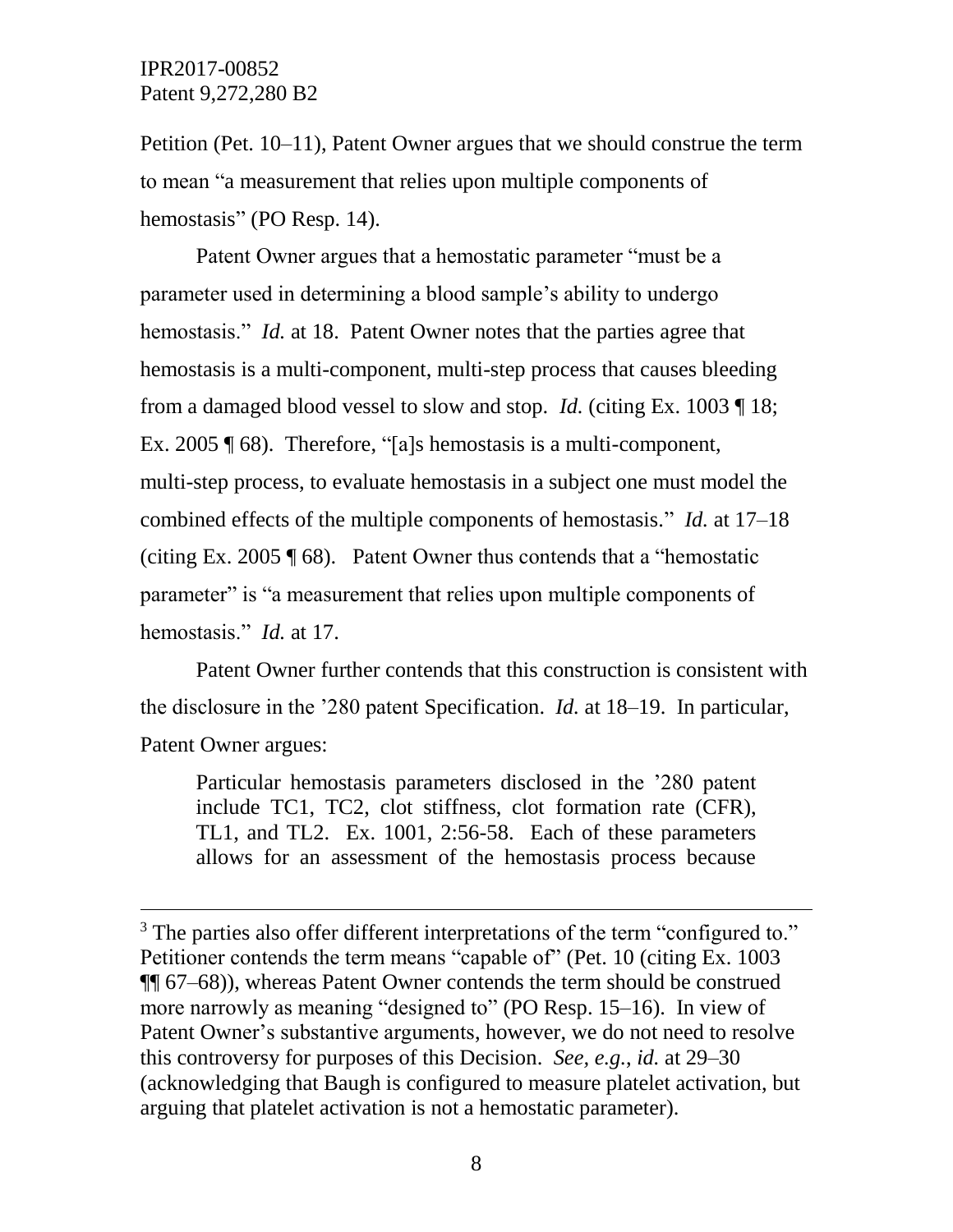Petition (Pet. 10–11), Patent Owner argues that we should construe the term to mean "a measurement that relies upon multiple components of hemostasis" (PO Resp. 14).

Patent Owner argues that a hemostatic parameter "must be a parameter used in determining a blood sample's ability to undergo hemostasis." *Id.* at 18. Patent Owner notes that the parties agree that hemostasis is a multi-component, multi-step process that causes bleeding from a damaged blood vessel to slow and stop. *Id.* (citing Ex. 1003 ¶ 18; Ex. 2005 ¶ 68). Therefore, "[a]s hemostasis is a multi-component, multi-step process, to evaluate hemostasis in a subject one must model the combined effects of the multiple components of hemostasis." *Id.* at 17–18 (citing Ex. 2005 ¶ 68). Patent Owner thus contends that a "hemostatic parameter" is "a measurement that relies upon multiple components of hemostasis." *Id.* at 17.

Patent Owner further contends that this construction is consistent with the disclosure in the '280 patent Specification. *Id.* at 18–19. In particular, Patent Owner argues:

> Particular hemostasis parameters disclosed in the '280 patent include TC1, TC2, clot stiffness, clot formation rate (CFR), TL1, and TL2. Ex. 1001, 2:56-58. Each of these parameters allows for an assessment of the hemostasis process because

---

[3] The parties also offer different interpretations of the term "configured to." Petitioner contends the term means "capable of" (Pet. 10 (citing Ex. 1003 ¶¶ 67–68)), whereas Patent Owner contends the term should be construed more narrowly as meaning "designed to" (PO Resp. 15–16). In view of Patent Owner's substantive arguments, however, we do not need to resolve this controversy for purposes of this Decision. *See, e.g.*, *id.* at 29–30 (acknowledging that Baugh is configured to measure platelet activation, but arguing that platelet activation is not a hemostatic parameter).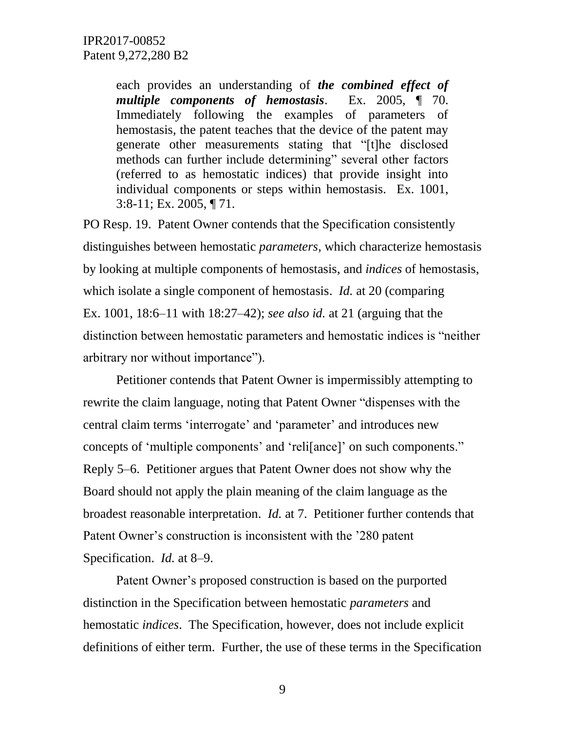> each provides an understanding of ***the combined effect of multiple components of hemostasis***. Ex. 2005, ¶ 70. Immediately following the examples of parameters of hemostasis, the patent teaches that the device of the patent may generate other measurements stating that "[t]he disclosed methods can further include determining" several other factors (referred to as hemostatic indices) that provide insight into individual components or steps within hemostasis. Ex. 1001, 3:8-11; Ex. 2005, ¶ 71.

PO Resp. 19. Patent Owner contends that the Specification consistently distinguishes between hemostatic *parameters*, which characterize hemostasis by looking at multiple components of hemostasis, and *indices* of hemostasis, which isolate a single component of hemostasis. *Id.* at 20 (comparing Ex. 1001, 18:6–11 with 18:27–42); *see also id.* at 21 (arguing that the distinction between hemostatic parameters and hemostatic indices is "neither arbitrary nor without importance").

Petitioner contends that Patent Owner is impermissibly attempting to rewrite the claim language, noting that Patent Owner "dispenses with the central claim terms 'interrogate' and 'parameter' and introduces new concepts of 'multiple components' and 'reli[ance]' on such components." Reply 5–6. Petitioner argues that Patent Owner does not show why the Board should not apply the plain meaning of the claim language as the broadest reasonable interpretation. *Id.* at 7. Petitioner further contends that Patent Owner's construction is inconsistent with the '280 patent Specification. *Id.* at 8–9.

Patent Owner's proposed construction is based on the purported distinction in the Specification between hemostatic *parameters* and hemostatic *indices*. The Specification, however, does not include explicit definitions of either term. Further, the use of these terms in the Specification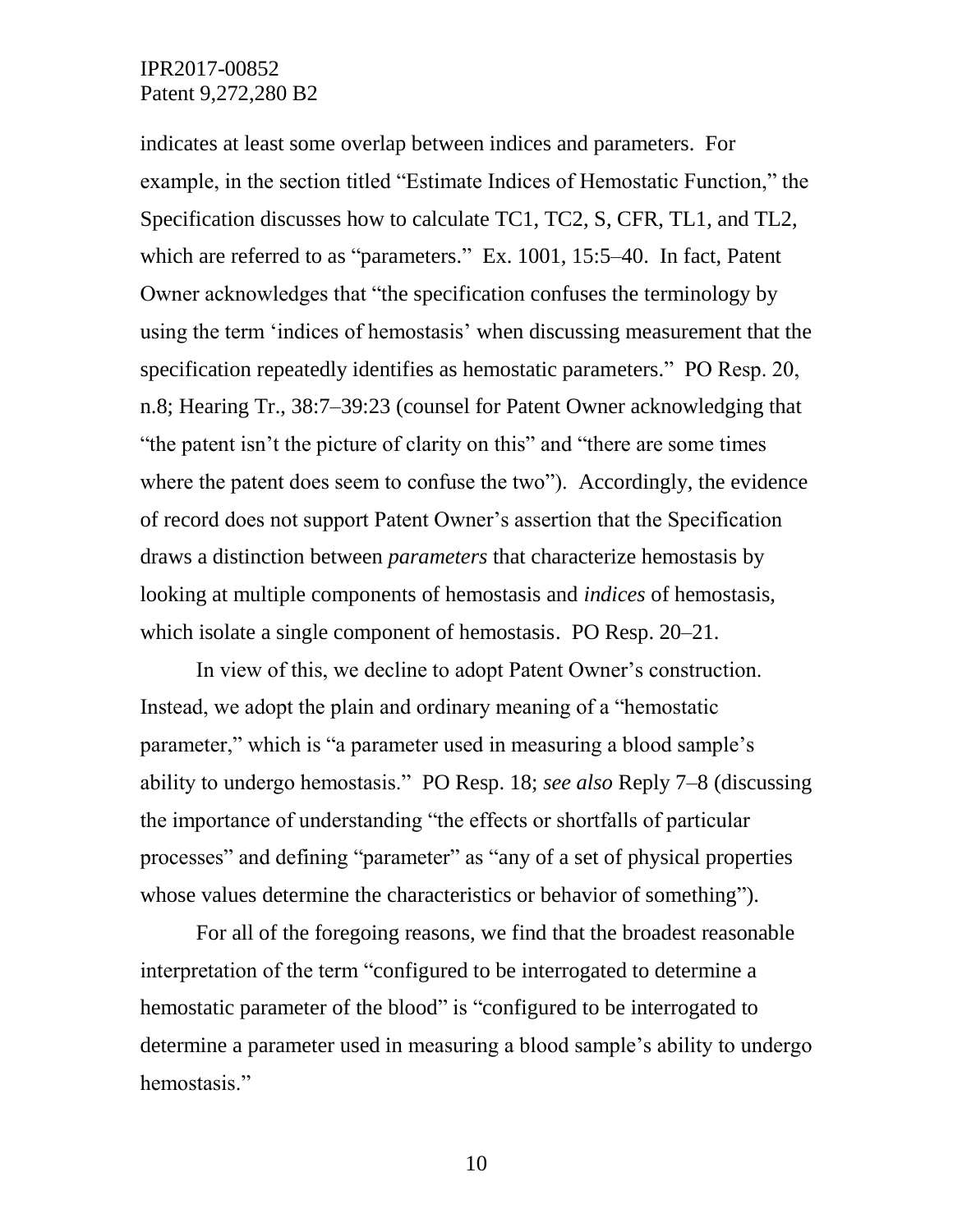indicates at least some overlap between indices and parameters. For example, in the section titled "Estimate Indices of Hemostatic Function," the Specification discusses how to calculate TC1, TC2, S, CFR, TL1, and TL2, which are referred to as "parameters." Ex. 1001, 15:5–40. In fact, Patent Owner acknowledges that "the specification confuses the terminology by using the term 'indices of hemostasis' when discussing measurement that the specification repeatedly identifies as hemostatic parameters." PO Resp. 20, n.8; Hearing Tr., 38:7–39:23 (counsel for Patent Owner acknowledging that "the patent isn't the picture of clarity on this" and "there are some times where the patent does seem to confuse the two"). Accordingly, the evidence of record does not support Patent Owner's assertion that the Specification draws a distinction between *parameters* that characterize hemostasis by looking at multiple components of hemostasis and *indices* of hemostasis, which isolate a single component of hemostasis. PO Resp. 20–21.

In view of this, we decline to adopt Patent Owner's construction. Instead, we adopt the plain and ordinary meaning of a "hemostatic parameter," which is "a parameter used in measuring a blood sample's ability to undergo hemostasis." PO Resp. 18; *see also* Reply 7–8 (discussing the importance of understanding "the effects or shortfalls of particular processes" and defining "parameter" as "any of a set of physical properties whose values determine the characteristics or behavior of something").

For all of the foregoing reasons, we find that the broadest reasonable interpretation of the term "configured to be interrogated to determine a hemostatic parameter of the blood" is "configured to be interrogated to determine a parameter used in measuring a blood sample's ability to undergo hemostasis."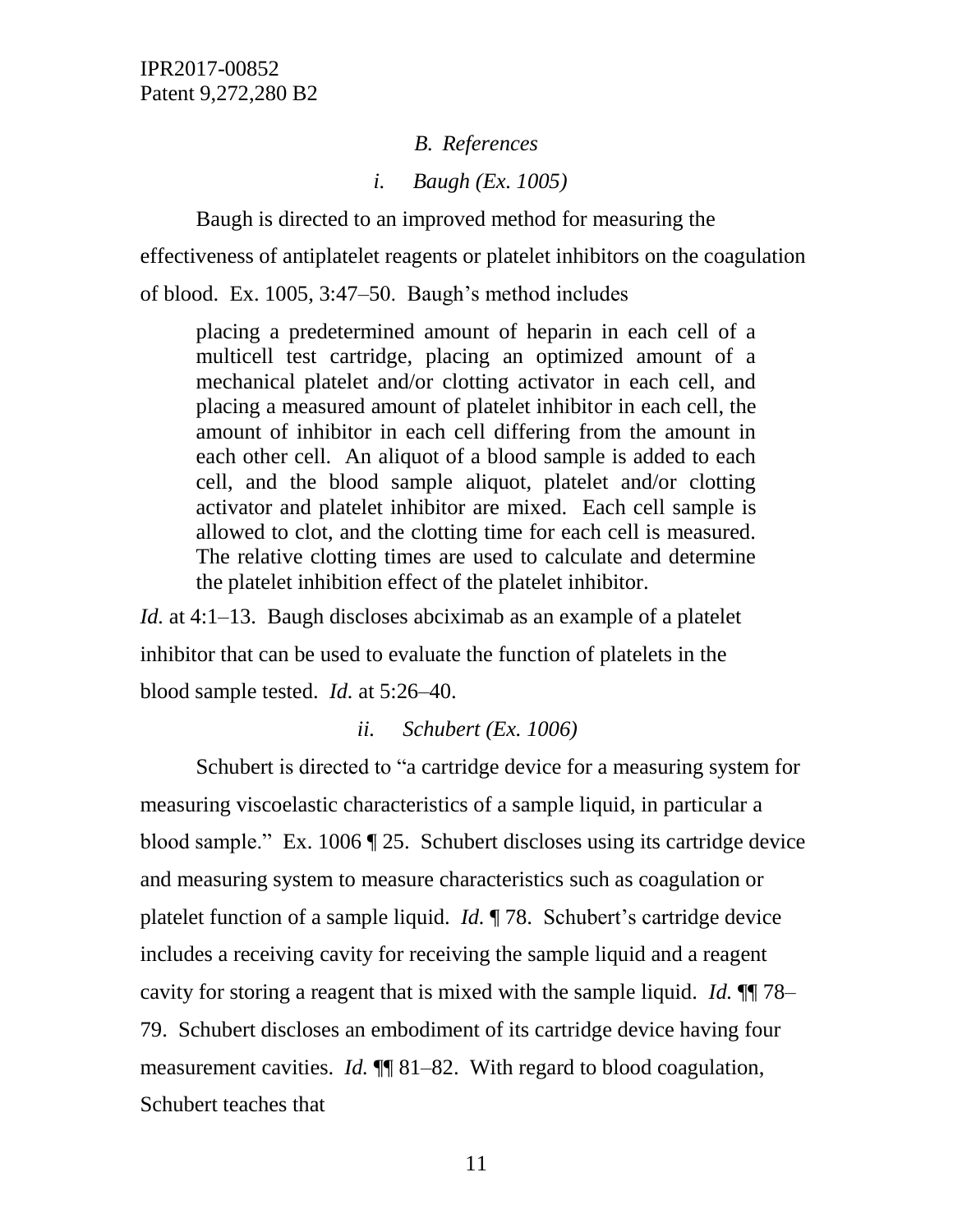### *B. References*

#### *i. Baugh (Ex. 1005)*

Baugh is directed to an improved method for measuring the effectiveness of antiplatelet reagents or platelet inhibitors on the coagulation of blood. Ex. 1005, 3:47–50. Baugh's method includes

> placing a predetermined amount of heparin in each cell of a multicell test cartridge, placing an optimized amount of a mechanical platelet and/or clotting activator in each cell, and placing a measured amount of platelet inhibitor in each cell, the amount of inhibitor in each cell differing from the amount in each other cell. An aliquot of a blood sample is added to each cell, and the blood sample aliquot, platelet and/or clotting activator and platelet inhibitor are mixed. Each cell sample is allowed to clot, and the clotting time for each cell is measured. The relative clotting times are used to calculate and determine the platelet inhibition effect of the platelet inhibitor.

*Id.* at 4:1–13. Baugh discloses abciximab as an example of a platelet inhibitor that can be used to evaluate the function of platelets in the blood sample tested. *Id.* at 5:26–40.

#### *ii. Schubert (Ex. 1006)*

Schubert is directed to "a cartridge device for a measuring system for measuring viscoelastic characteristics of a sample liquid, in particular a blood sample." Ex. 1006 ¶ 25. Schubert discloses using its cartridge device and measuring system to measure characteristics such as coagulation or platelet function of a sample liquid. *Id.* ¶ 78. Schubert's cartridge device includes a receiving cavity for receiving the sample liquid and a reagent cavity for storing a reagent that is mixed with the sample liquid. *Id.* ¶¶ 78–79. Schubert discloses an embodiment of its cartridge device having four measurement cavities. *Id.* ¶¶ 81–82. With regard to blood coagulation, Schubert teaches that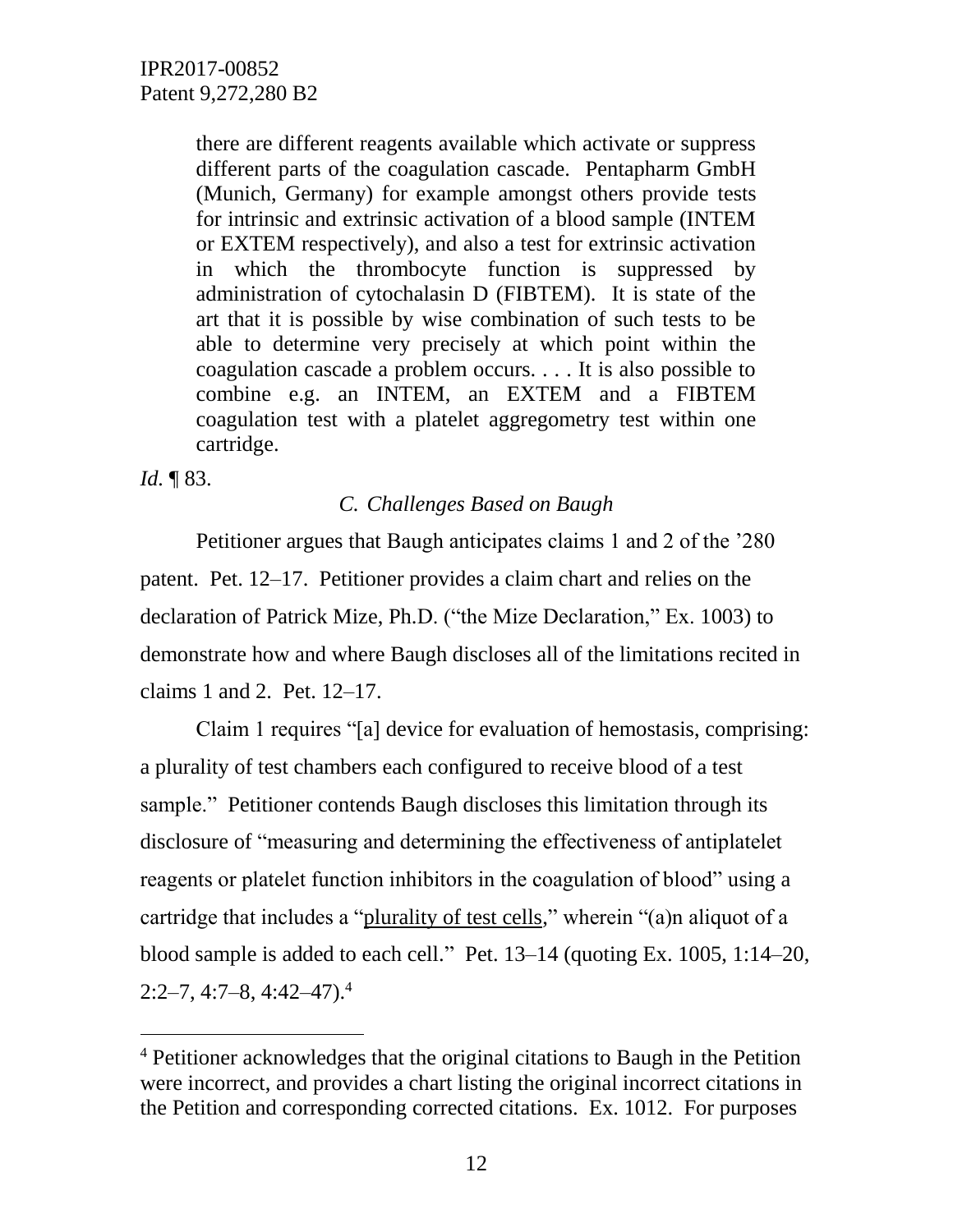> there are different reagents available which activate or suppress different parts of the coagulation cascade. Pentapharm GmbH (Munich, Germany) for example amongst others provide tests for intrinsic and extrinsic activation of a blood sample (INTEM or EXTEM respectively), and also a test for extrinsic activation in which the thrombocyte function is suppressed by administration of cytochalasin D (FIBTEM). It is state of the art that it is possible by wise combination of such tests to be able to determine very precisely at which point within the coagulation cascade a problem occurs. . . . It is also possible to combine e.g. an INTEM, an EXTEM and a FIBTEM coagulation test with a platelet aggregometry test within one cartridge.

*Id.* ¶ 83.

### *C. Challenges Based on Baugh*

Petitioner argues that Baugh anticipates claims 1 and 2 of the '280 patent. Pet. 12–17. Petitioner provides a claim chart and relies on the declaration of Patrick Mize, Ph.D. ("the Mize Declaration," Ex. 1003) to demonstrate how and where Baugh discloses all of the limitations recited in claims 1 and 2. Pet. 12–17.

Claim 1 requires "[a] device for evaluation of hemostasis, comprising: a plurality of test chambers each configured to receive blood of a test sample." Petitioner contends Baugh discloses this limitation through its disclosure of "measuring and determining the effectiveness of antiplatelet reagents or platelet function inhibitors in the coagulation of blood" using a cartridge that includes a "plurality of test cells," wherein "(a)n aliquot of a blood sample is added to each cell." Pet. 13–14 (quoting Ex. 1005, 1:14–20, 2:2–7, 4:7–8, 4:42–47).[4]

---

[4] Petitioner acknowledges that the original citations to Baugh in the Petition were incorrect, and provides a chart listing the original incorrect citations in the Petition and corresponding corrected citations. Ex. 1012. For purposes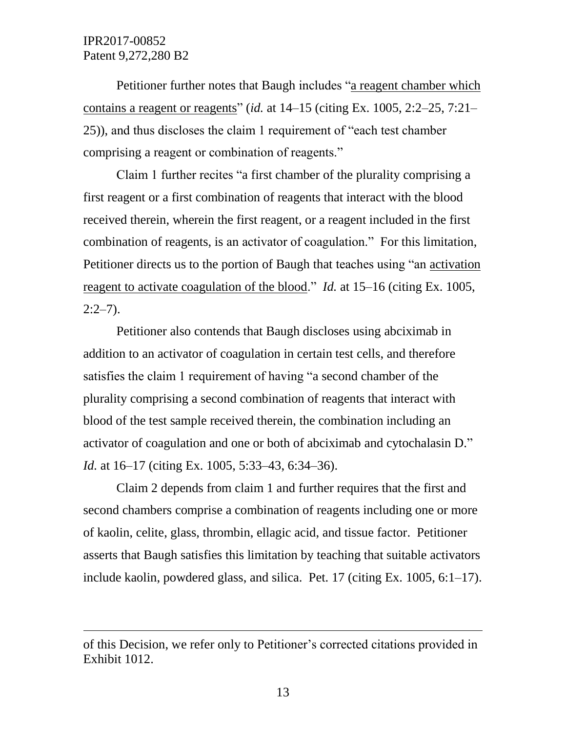Petitioner further notes that Baugh includes "a reagent chamber which contains a reagent or reagents" (*id.* at 14–15 (citing Ex. 1005, 2:2–25, 7:21–25)), and thus discloses the claim 1 requirement of "each test chamber comprising a reagent or combination of reagents."

Claim 1 further recites "a first chamber of the plurality comprising a first reagent or a first combination of reagents that interact with the blood received therein, wherein the first reagent, or a reagent included in the first combination of reagents, is an activator of coagulation." For this limitation, Petitioner directs us to the portion of Baugh that teaches using "an activation reagent to activate coagulation of the blood." *Id.* at 15–16 (citing Ex. 1005, 2:2–7).

Petitioner also contends that Baugh discloses using abciximab in addition to an activator of coagulation in certain test cells, and therefore satisfies the claim 1 requirement of having "a second chamber of the plurality comprising a second combination of reagents that interact with blood of the test sample received therein, the combination including an activator of coagulation and one or both of abciximab and cytochalasin D." *Id.* at 16–17 (citing Ex. 1005, 5:33–43, 6:34–36).

Claim 2 depends from claim 1 and further requires that the first and second chambers comprise a combination of reagents including one or more of kaolin, celite, glass, thrombin, ellagic acid, and tissue factor. Petitioner asserts that Baugh satisfies this limitation by teaching that suitable activators include kaolin, powdered glass, and silica. Pet. 17 (citing Ex. 1005, 6:1–17).

---

of this Decision, we refer only to Petitioner's corrected citations provided in Exhibit 1012.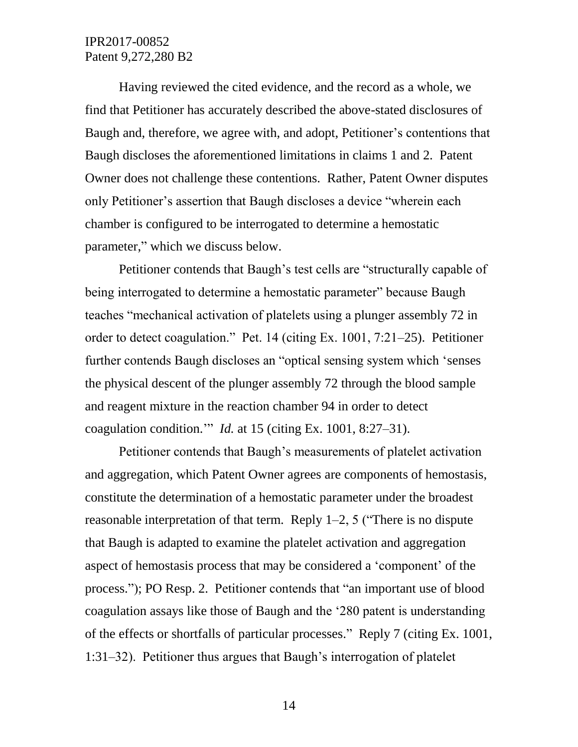Having reviewed the cited evidence, and the record as a whole, we find that Petitioner has accurately described the above-stated disclosures of Baugh and, therefore, we agree with, and adopt, Petitioner's contentions that Baugh discloses the aforementioned limitations in claims 1 and 2. Patent Owner does not challenge these contentions. Rather, Patent Owner disputes only Petitioner's assertion that Baugh discloses a device "wherein each chamber is configured to be interrogated to determine a hemostatic parameter," which we discuss below.

Petitioner contends that Baugh's test cells are "structurally capable of being interrogated to determine a hemostatic parameter" because Baugh teaches "mechanical activation of platelets using a plunger assembly 72 in order to detect coagulation." Pet. 14 (citing Ex. 1001, 7:21–25). Petitioner further contends Baugh discloses an "optical sensing system which 'senses the physical descent of the plunger assembly 72 through the blood sample and reagent mixture in the reaction chamber 94 in order to detect coagulation condition.'" *Id.* at 15 (citing Ex. 1001, 8:27–31).

Petitioner contends that Baugh's measurements of platelet activation and aggregation, which Patent Owner agrees are components of hemostasis, constitute the determination of a hemostatic parameter under the broadest reasonable interpretation of that term. Reply 1–2, 5 ("There is no dispute that Baugh is adapted to examine the platelet activation and aggregation aspect of hemostasis process that may be considered a 'component' of the process."); PO Resp. 2. Petitioner contends that "an important use of blood coagulation assays like those of Baugh and the '280 patent is understanding of the effects or shortfalls of particular processes." Reply 7 (citing Ex. 1001, 1:31–32). Petitioner thus argues that Baugh's interrogation of platelet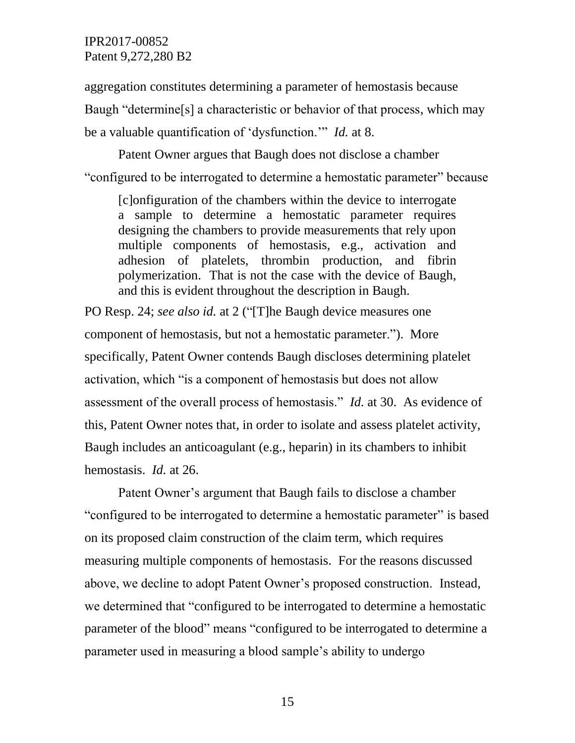aggregation constitutes determining a parameter of hemostasis because Baugh "determine[s] a characteristic or behavior of that process, which may be a valuable quantification of 'dysfunction.'" *Id.* at 8.

Patent Owner argues that Baugh does not disclose a chamber "configured to be interrogated to determine a hemostatic parameter" because

> [c]onfiguration of the chambers within the device to interrogate a sample to determine a hemostatic parameter requires designing the chambers to provide measurements that rely upon multiple components of hemostasis, e.g., activation and adhesion of platelets, thrombin production, and fibrin polymerization. That is not the case with the device of Baugh, and this is evident throughout the description in Baugh.

PO Resp. 24; *see also id.* at 2 ("[T]he Baugh device measures one component of hemostasis, but not a hemostatic parameter."). More specifically, Patent Owner contends Baugh discloses determining platelet activation, which "is a component of hemostasis but does not allow assessment of the overall process of hemostasis." *Id.* at 30. As evidence of this, Patent Owner notes that, in order to isolate and assess platelet activity, Baugh includes an anticoagulant (e.g., heparin) in its chambers to inhibit hemostasis. *Id.* at 26.

Patent Owner's argument that Baugh fails to disclose a chamber "configured to be interrogated to determine a hemostatic parameter" is based on its proposed claim construction of the claim term, which requires measuring multiple components of hemostasis. For the reasons discussed above, we decline to adopt Patent Owner's proposed construction. Instead, we determined that "configured to be interrogated to determine a hemostatic parameter of the blood" means "configured to be interrogated to determine a parameter used in measuring a blood sample's ability to undergo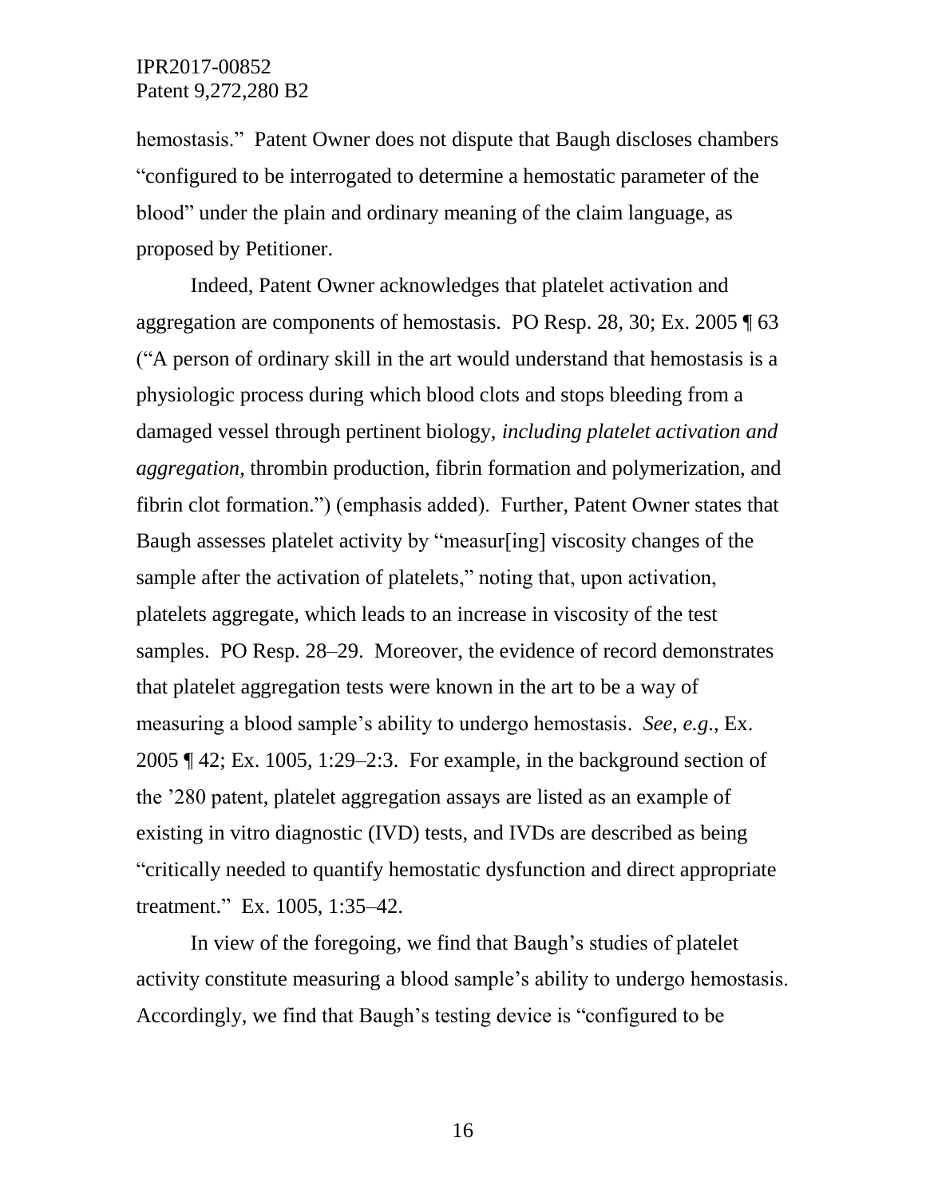hemostasis." Patent Owner does not dispute that Baugh discloses chambers "configured to be interrogated to determine a hemostatic parameter of the blood" under the plain and ordinary meaning of the claim language, as proposed by Petitioner.

Indeed, Patent Owner acknowledges that platelet activation and aggregation are components of hemostasis. PO Resp. 28, 30; Ex. 2005 ¶ 63 ("A person of ordinary skill in the art would understand that hemostasis is a physiologic process during which blood clots and stops bleeding from a damaged vessel through pertinent biology, *including platelet activation and aggregation*, thrombin production, fibrin formation and polymerization, and fibrin clot formation.") (emphasis added). Further, Patent Owner states that Baugh assesses platelet activity by "measur[ing] viscosity changes of the sample after the activation of platelets," noting that, upon activation, platelets aggregate, which leads to an increase in viscosity of the test samples. PO Resp. 28–29. Moreover, the evidence of record demonstrates that platelet aggregation tests were known in the art to be a way of measuring a blood sample's ability to undergo hemostasis. *See, e.g.*, Ex. 2005 ¶ 42; Ex. 1005, 1:29–2:3. For example, in the background section of the '280 patent, platelet aggregation assays are listed as an example of existing in vitro diagnostic (IVD) tests, and IVDs are described as being "critically needed to quantify hemostatic dysfunction and direct appropriate treatment." Ex. 1005, 1:35–42.

In view of the foregoing, we find that Baugh's studies of platelet activity constitute measuring a blood sample's ability to undergo hemostasis. Accordingly, we find that Baugh's testing device is "configured to be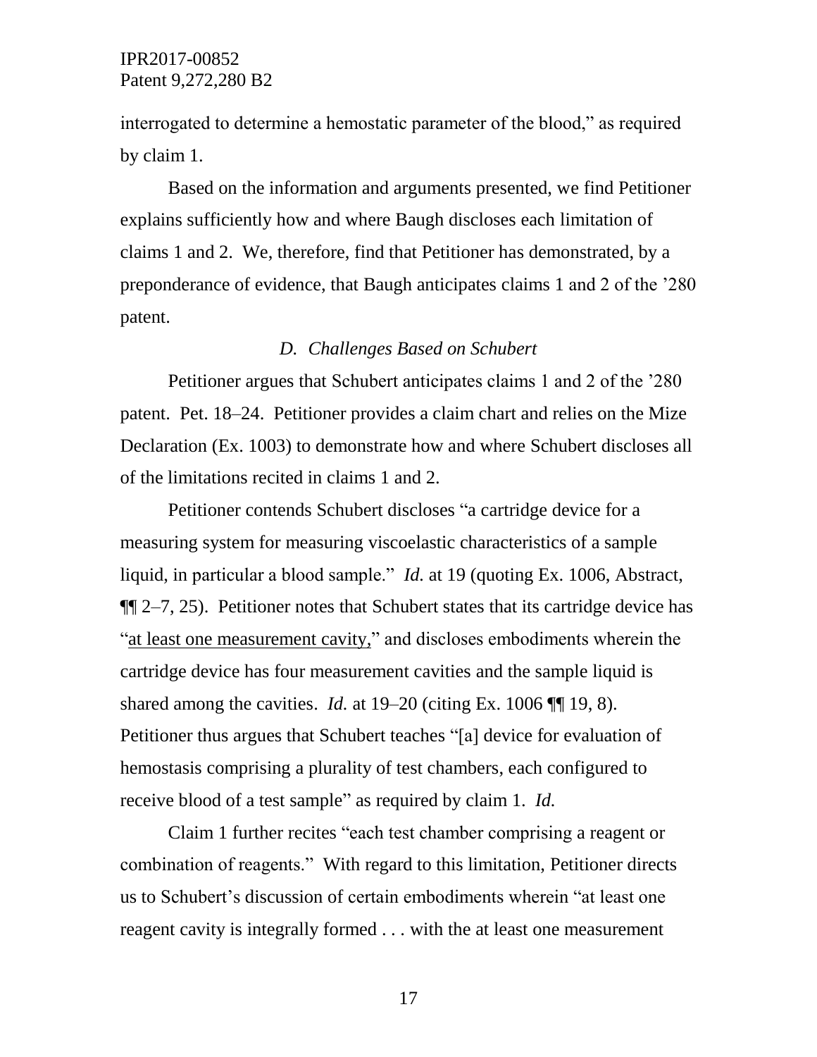interrogated to determine a hemostatic parameter of the blood," as required by claim 1.

Based on the information and arguments presented, we find Petitioner explains sufficiently how and where Baugh discloses each limitation of claims 1 and 2. We, therefore, find that Petitioner has demonstrated, by a preponderance of evidence, that Baugh anticipates claims 1 and 2 of the ’280 patent.

### *D. Challenges Based on Schubert*

Petitioner argues that Schubert anticipates claims 1 and 2 of the ’280 patent. Pet. 18–24. Petitioner provides a claim chart and relies on the Mize Declaration (Ex. 1003) to demonstrate how and where Schubert discloses all of the limitations recited in claims 1 and 2.

Petitioner contends Schubert discloses "a cartridge device for a measuring system for measuring viscoelastic characteristics of a sample liquid, in particular a blood sample." *Id.* at 19 (quoting Ex. 1006, Abstract, ¶¶ 2–7, 25). Petitioner notes that Schubert states that its cartridge device has "<u>at least one measurement cavity,</u>" and discloses embodiments wherein the cartridge device has four measurement cavities and the sample liquid is shared among the cavities. *Id.* at 19–20 (citing Ex. 1006 ¶¶ 19, 8). Petitioner thus argues that Schubert teaches "[a] device for evaluation of hemostasis comprising a plurality of test chambers, each configured to receive blood of a test sample" as required by claim 1. *Id.*

Claim 1 further recites "each test chamber comprising a reagent or combination of reagents." With regard to this limitation, Petitioner directs us to Schubert's discussion of certain embodiments wherein "at least one reagent cavity is integrally formed . . . with the at least one measurement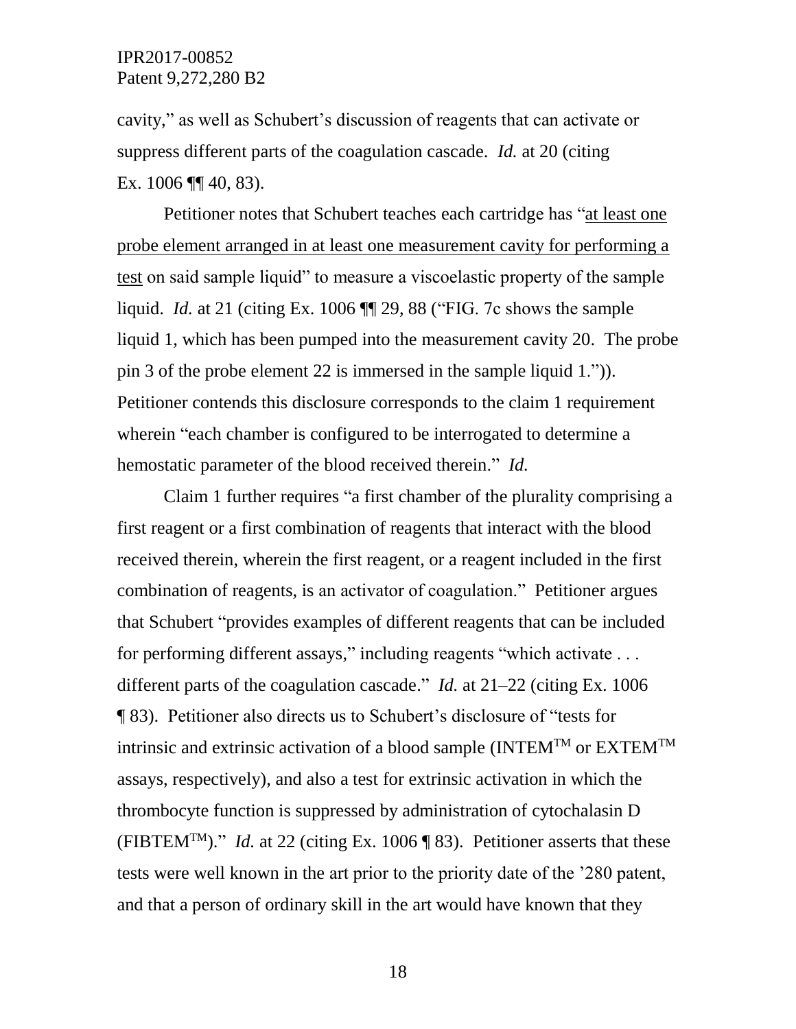cavity," as well as Schubert's discussion of reagents that can activate or suppress different parts of the coagulation cascade. *Id.* at 20 (citing Ex. 1006 ¶¶ 40, 83).

Petitioner notes that Schubert teaches each cartridge has "<u>at least one probe element arranged in at least one measurement cavity for performing a test</u> on said sample liquid" to measure a viscoelastic property of the sample liquid. *Id.* at 21 (citing Ex. 1006 ¶¶ 29, 88 ("FIG. 7c shows the sample liquid 1, which has been pumped into the measurement cavity 20. The probe pin 3 of the probe element 22 is immersed in the sample liquid 1.")). Petitioner contends this disclosure corresponds to the claim 1 requirement wherein "each chamber is configured to be interrogated to determine a hemostatic parameter of the blood received therein." *Id.*

Claim 1 further requires "a first chamber of the plurality comprising a first reagent or a first combination of reagents that interact with the blood received therein, wherein the first reagent, or a reagent included in the first combination of reagents, is an activator of coagulation." Petitioner argues that Schubert "provides examples of different reagents that can be included for performing different assays," including reagents "which activate . . . different parts of the coagulation cascade." *Id.* at 21–22 (citing Ex. 1006 ¶ 83). Petitioner also directs us to Schubert's disclosure of "tests for intrinsic and extrinsic activation of a blood sample (INTEM™ or EXTEM™ assays, respectively), and also a test for extrinsic activation in which the thrombocyte function is suppressed by administration of cytochalasin D (FIBTEM™)." *Id.* at 22 (citing Ex. 1006 ¶ 83). Petitioner asserts that these tests were well known in the art prior to the priority date of the '280 patent, and that a person of ordinary skill in the art would have known that they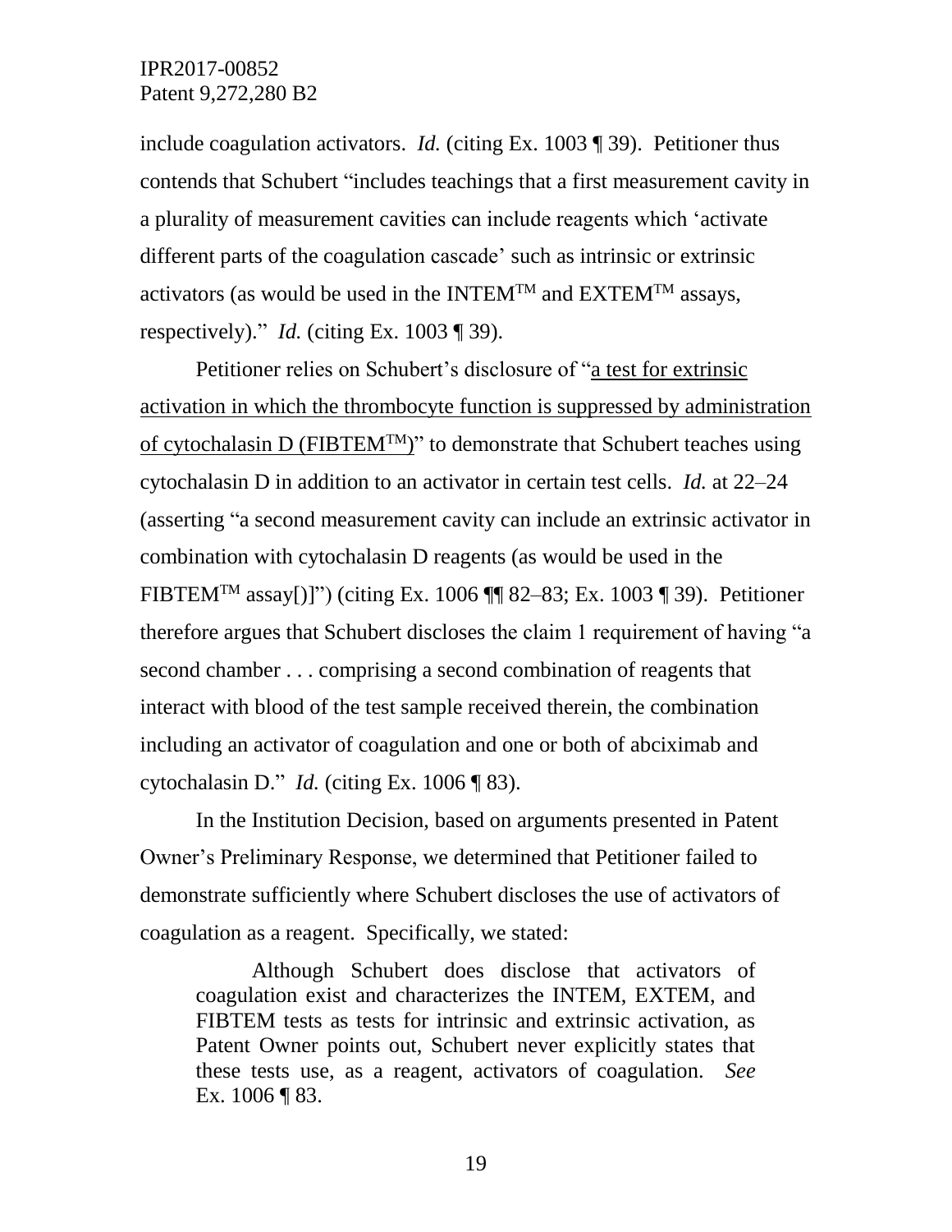include coagulation activators. *Id.* (citing Ex. 1003 ¶ 39). Petitioner thus contends that Schubert "includes teachings that a first measurement cavity in a plurality of measurement cavities can include reagents which 'activate different parts of the coagulation cascade' such as intrinsic or extrinsic activators (as would be used in the INTEM™ and EXTEM™ assays, respectively)." *Id.* (citing Ex. 1003 ¶ 39).

Petitioner relies on Schubert's disclosure of "<u>a test for extrinsic activation in which the thrombocyte function is suppressed by administration of cytochalasin D (FIBTEM™)</u>" to demonstrate that Schubert teaches using cytochalasin D in addition to an activator in certain test cells. *Id.* at 22–24 (asserting "a second measurement cavity can include an extrinsic activator in combination with cytochalasin D reagents (as would be used in the FIBTEM™ assay[)]") (citing Ex. 1006 ¶¶ 82–83; Ex. 1003 ¶ 39). Petitioner therefore argues that Schubert discloses the claim 1 requirement of having "a second chamber . . . comprising a second combination of reagents that interact with blood of the test sample received therein, the combination including an activator of coagulation and one or both of abciximab and cytochalasin D." *Id.* (citing Ex. 1006 ¶ 83).

In the Institution Decision, based on arguments presented in Patent Owner's Preliminary Response, we determined that Petitioner failed to demonstrate sufficiently where Schubert discloses the use of activators of coagulation as a reagent. Specifically, we stated:

> Although Schubert does disclose that activators of coagulation exist and characterizes the INTEM, EXTEM, and FIBTEM tests as tests for intrinsic and extrinsic activation, as Patent Owner points out, Schubert never explicitly states that these tests use, as a reagent, activators of coagulation. *See* Ex. 1006 ¶ 83.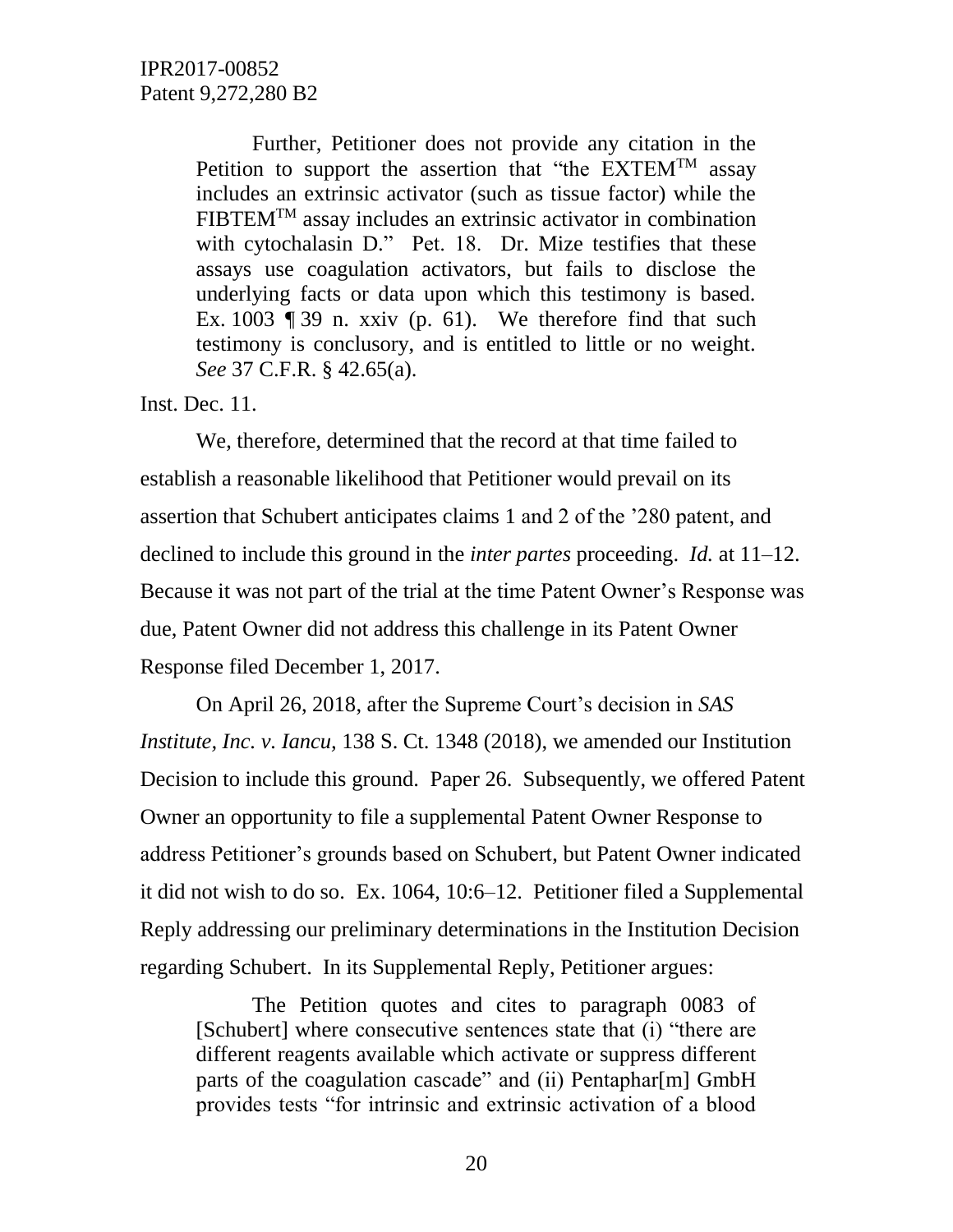> Further, Petitioner does not provide any citation in the Petition to support the assertion that "the EXTEM™ assay includes an extrinsic activator (such as tissue factor) while the FIBTEM™ assay includes an extrinsic activator in combination with cytochalasin D." Pet. 18. Dr. Mize testifies that these assays use coagulation activators, but fails to disclose the underlying facts or data upon which this testimony is based. Ex. 1003 ¶ 39 n. xxiv (p. 61). We therefore find that such testimony is conclusory, and is entitled to little or no weight. *See* 37 C.F.R. § 42.65(a).

Inst. Dec. 11.

We, therefore, determined that the record at that time failed to establish a reasonable likelihood that Petitioner would prevail on its assertion that Schubert anticipates claims 1 and 2 of the '280 patent, and declined to include this ground in the *inter partes* proceeding. *Id.* at 11–12. Because it was not part of the trial at the time Patent Owner's Response was due, Patent Owner did not address this challenge in its Patent Owner Response filed December 1, 2017.

On April 26, 2018, after the Supreme Court's decision in *SAS Institute, Inc. v. Iancu*, 138 S. Ct. 1348 (2018), we amended our Institution Decision to include this ground. Paper 26. Subsequently, we offered Patent Owner an opportunity to file a supplemental Patent Owner Response to address Petitioner's grounds based on Schubert, but Patent Owner indicated it did not wish to do so. Ex. 1064, 10:6–12. Petitioner filed a Supplemental Reply addressing our preliminary determinations in the Institution Decision regarding Schubert. In its Supplemental Reply, Petitioner argues:

> The Petition quotes and cites to paragraph 0083 of [Schubert] where consecutive sentences state that (i) "there are different reagents available which activate or suppress different parts of the coagulation cascade" and (ii) Pentaphar[m] GmbH provides tests "for intrinsic and extrinsic activation of a blood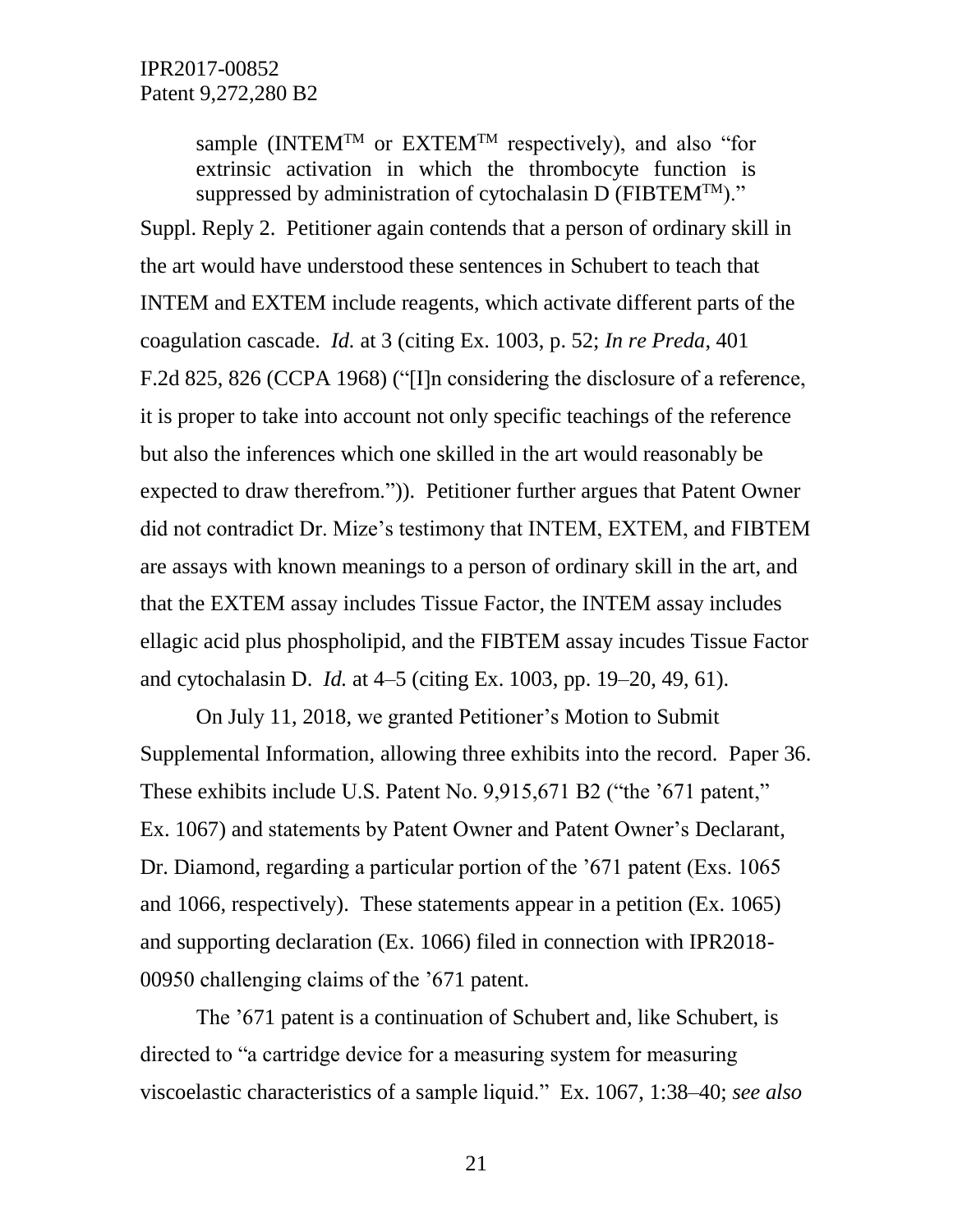sample (INTEM™ or EXTEM™ respectively), and also "for extrinsic activation in which the thrombocyte function is suppressed by administration of cytochalasin D (FIBTEM™)."

Suppl. Reply 2. Petitioner again contends that a person of ordinary skill in the art would have understood these sentences in Schubert to teach that INTEM and EXTEM include reagents, which activate different parts of the coagulation cascade. *Id.* at 3 (citing Ex. 1003, p. 52; *In re Preda*, 401 F.2d 825, 826 (CCPA 1968) ("[I]n considering the disclosure of a reference, it is proper to take into account not only specific teachings of the reference but also the inferences which one skilled in the art would reasonably be expected to draw therefrom.")). Petitioner further argues that Patent Owner did not contradict Dr. Mize's testimony that INTEM, EXTEM, and FIBTEM are assays with known meanings to a person of ordinary skill in the art, and that the EXTEM assay includes Tissue Factor, the INTEM assay includes ellagic acid plus phospholipid, and the FIBTEM assay incudes Tissue Factor and cytochalasin D. *Id.* at 4–5 (citing Ex. 1003, pp. 19–20, 49, 61).

On July 11, 2018, we granted Petitioner's Motion to Submit Supplemental Information, allowing three exhibits into the record. Paper 36. These exhibits include U.S. Patent No. 9,915,671 B2 ("the '671 patent," Ex. 1067) and statements by Patent Owner and Patent Owner's Declarant, Dr. Diamond, regarding a particular portion of the '671 patent (Exs. 1065 and 1066, respectively). These statements appear in a petition (Ex. 1065) and supporting declaration (Ex. 1066) filed in connection with IPR2018-00950 challenging claims of the '671 patent.

The '671 patent is a continuation of Schubert and, like Schubert, is directed to "a cartridge device for a measuring system for measuring viscoelastic characteristics of a sample liquid." Ex. 1067, 1:38–40; *see also*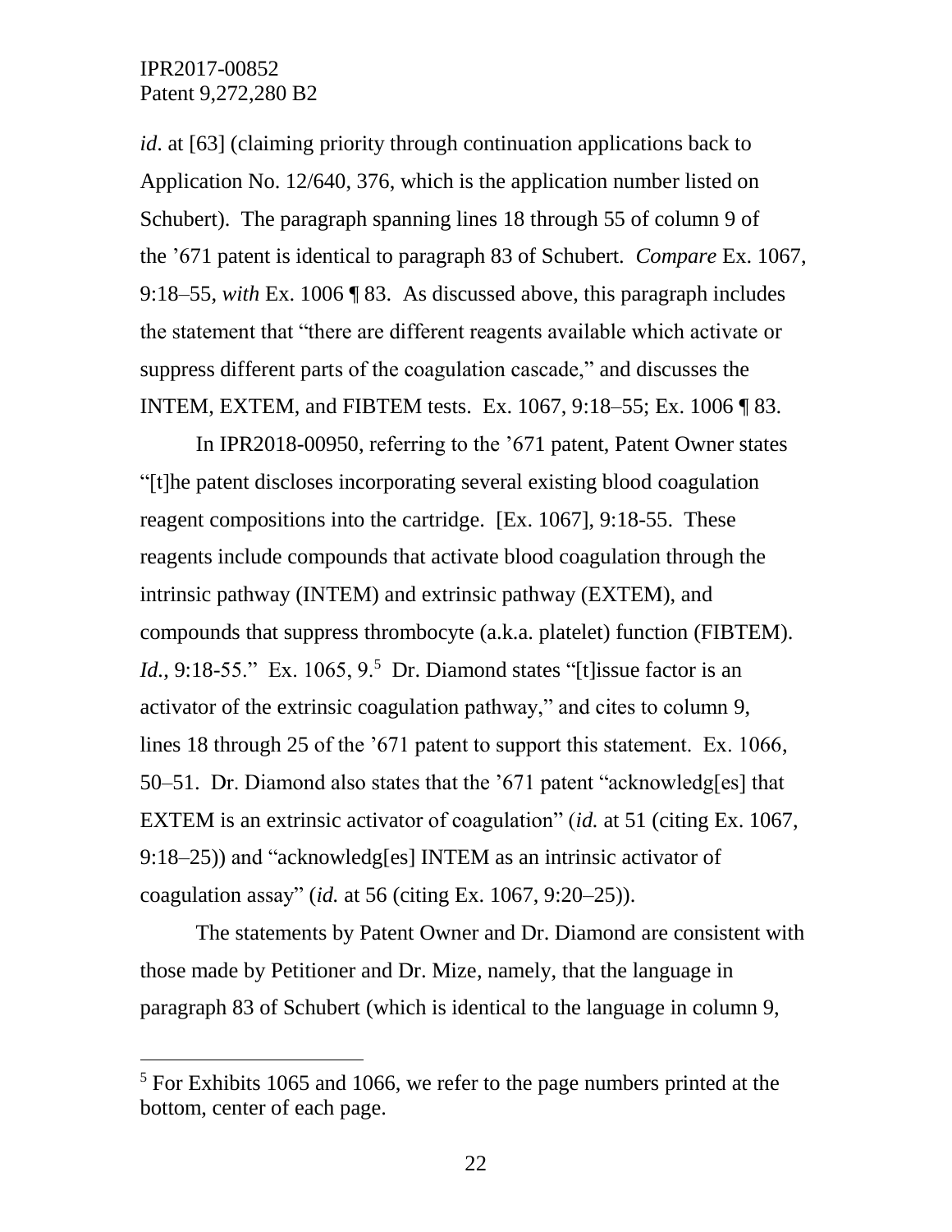*id*. at [63] (claiming priority through continuation applications back to Application No. 12/640, 376, which is the application number listed on Schubert). The paragraph spanning lines 18 through 55 of column 9 of the '671 patent is identical to paragraph 83 of Schubert. *Compare* Ex. 1067, 9:18–55, *with* Ex. 1006 ¶ 83. As discussed above, this paragraph includes the statement that "there are different reagents available which activate or suppress different parts of the coagulation cascade," and discusses the INTEM, EXTEM, and FIBTEM tests. Ex. 1067, 9:18–55; Ex. 1006 ¶ 83.

In IPR2018-00950, referring to the '671 patent, Patent Owner states "[t]he patent discloses incorporating several existing blood coagulation reagent compositions into the cartridge. [Ex. 1067], 9:18-55. These reagents include compounds that activate blood coagulation through the intrinsic pathway (INTEM) and extrinsic pathway (EXTEM), and compounds that suppress thrombocyte (a.k.a. platelet) function (FIBTEM). *Id.*, 9:18-55." Ex. 1065, 9.[5] Dr. Diamond states "[t]issue factor is an activator of the extrinsic coagulation pathway," and cites to column 9, lines 18 through 25 of the '671 patent to support this statement. Ex. 1066, 50–51. Dr. Diamond also states that the '671 patent "acknowledg[es] that EXTEM is an extrinsic activator of coagulation" (*id.* at 51 (citing Ex. 1067, 9:18–25)) and "acknowledg[es] INTEM as an intrinsic activator of coagulation assay" (*id.* at 56 (citing Ex. 1067, 9:20–25)).

The statements by Patent Owner and Dr. Diamond are consistent with those made by Petitioner and Dr. Mize, namely, that the language in paragraph 83 of Schubert (which is identical to the language in column 9,

[5] For Exhibits 1065 and 1066, we refer to the page numbers printed at the bottom, center of each page.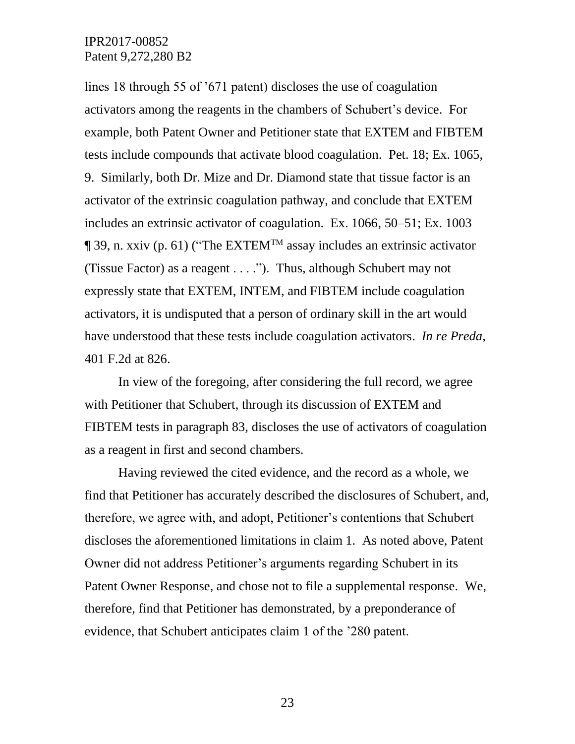lines 18 through 55 of ’671 patent) discloses the use of coagulation activators among the reagents in the chambers of Schubert’s device. For example, both Patent Owner and Petitioner state that EXTEM and FIBTEM tests include compounds that activate blood coagulation. Pet. 18; Ex. 1065, 9. Similarly, both Dr. Mize and Dr. Diamond state that tissue factor is an activator of the extrinsic coagulation pathway, and conclude that EXTEM includes an extrinsic activator of coagulation. Ex. 1066, 50–51; Ex. 1003 ¶ 39, n. xxiv (p. 61) (“The EXTEM™ assay includes an extrinsic activator (Tissue Factor) as a reagent . . . .”). Thus, although Schubert may not expressly state that EXTEM, INTEM, and FIBTEM include coagulation activators, it is undisputed that a person of ordinary skill in the art would have understood that these tests include coagulation activators. *In re Preda*, 401 F.2d at 826.

In view of the foregoing, after considering the full record, we agree with Petitioner that Schubert, through its discussion of EXTEM and FIBTEM tests in paragraph 83, discloses the use of activators of coagulation as a reagent in first and second chambers.

Having reviewed the cited evidence, and the record as a whole, we find that Petitioner has accurately described the disclosures of Schubert, and, therefore, we agree with, and adopt, Petitioner’s contentions that Schubert discloses the aforementioned limitations in claim 1. As noted above, Patent Owner did not address Petitioner’s arguments regarding Schubert in its Patent Owner Response, and chose not to file a supplemental response. We, therefore, find that Petitioner has demonstrated, by a preponderance of evidence, that Schubert anticipates claim 1 of the ’280 patent.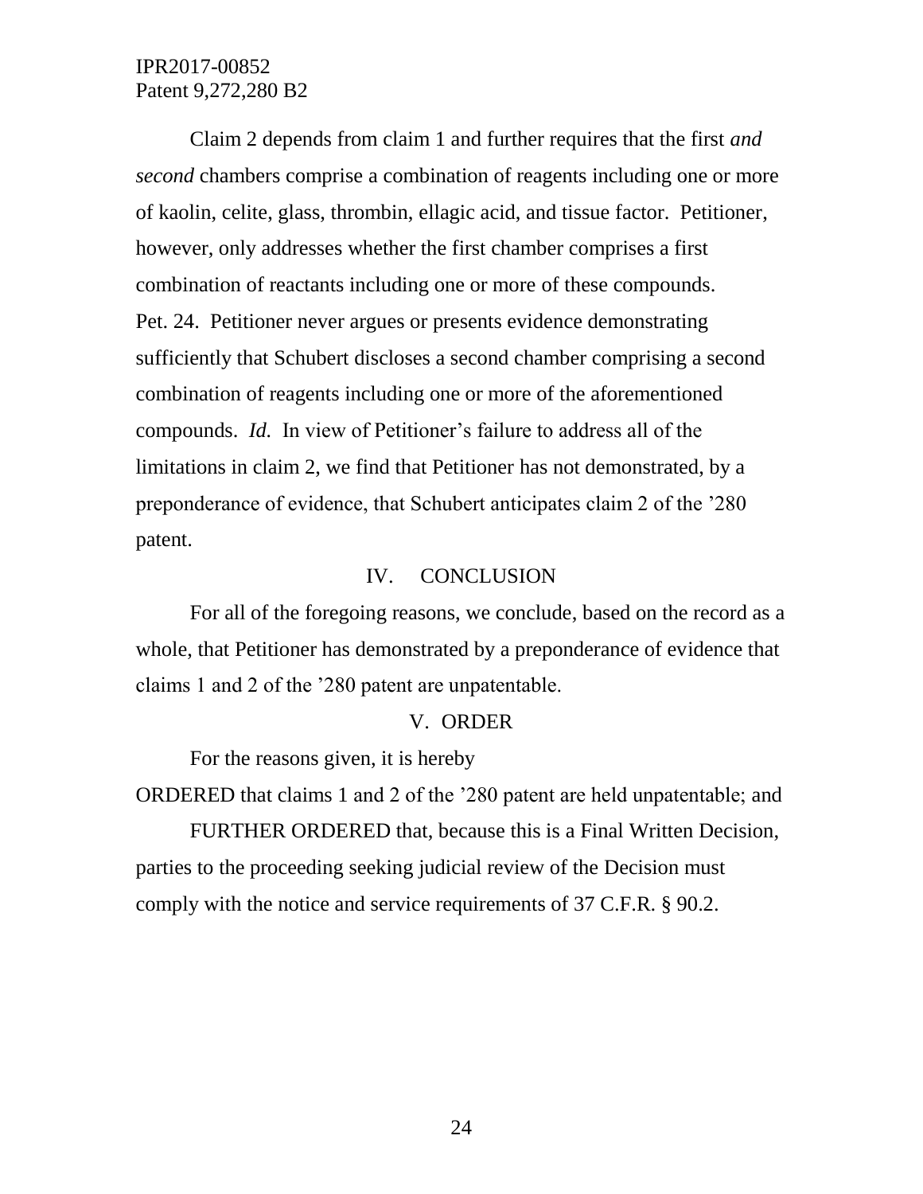Claim 2 depends from claim 1 and further requires that the first *and second* chambers comprise a combination of reagents including one or more of kaolin, celite, glass, thrombin, ellagic acid, and tissue factor. Petitioner, however, only addresses whether the first chamber comprises a first combination of reactants including one or more of these compounds. Pet. 24. Petitioner never argues or presents evidence demonstrating sufficiently that Schubert discloses a second chamber comprising a second combination of reagents including one or more of the aforementioned compounds. *Id.* In view of Petitioner's failure to address all of the limitations in claim 2, we find that Petitioner has not demonstrated, by a preponderance of evidence, that Schubert anticipates claim 2 of the '280 patent.

## IV. CONCLUSION

For all of the foregoing reasons, we conclude, based on the record as a whole, that Petitioner has demonstrated by a preponderance of evidence that claims 1 and 2 of the '280 patent are unpatentable.

## V. ORDER

For the reasons given, it is hereby

ORDERED that claims 1 and 2 of the '280 patent are held unpatentable; and

FURTHER ORDERED that, because this is a Final Written Decision, parties to the proceeding seeking judicial review of the Decision must comply with the notice and service requirements of 37 C.F.R. § 90.2.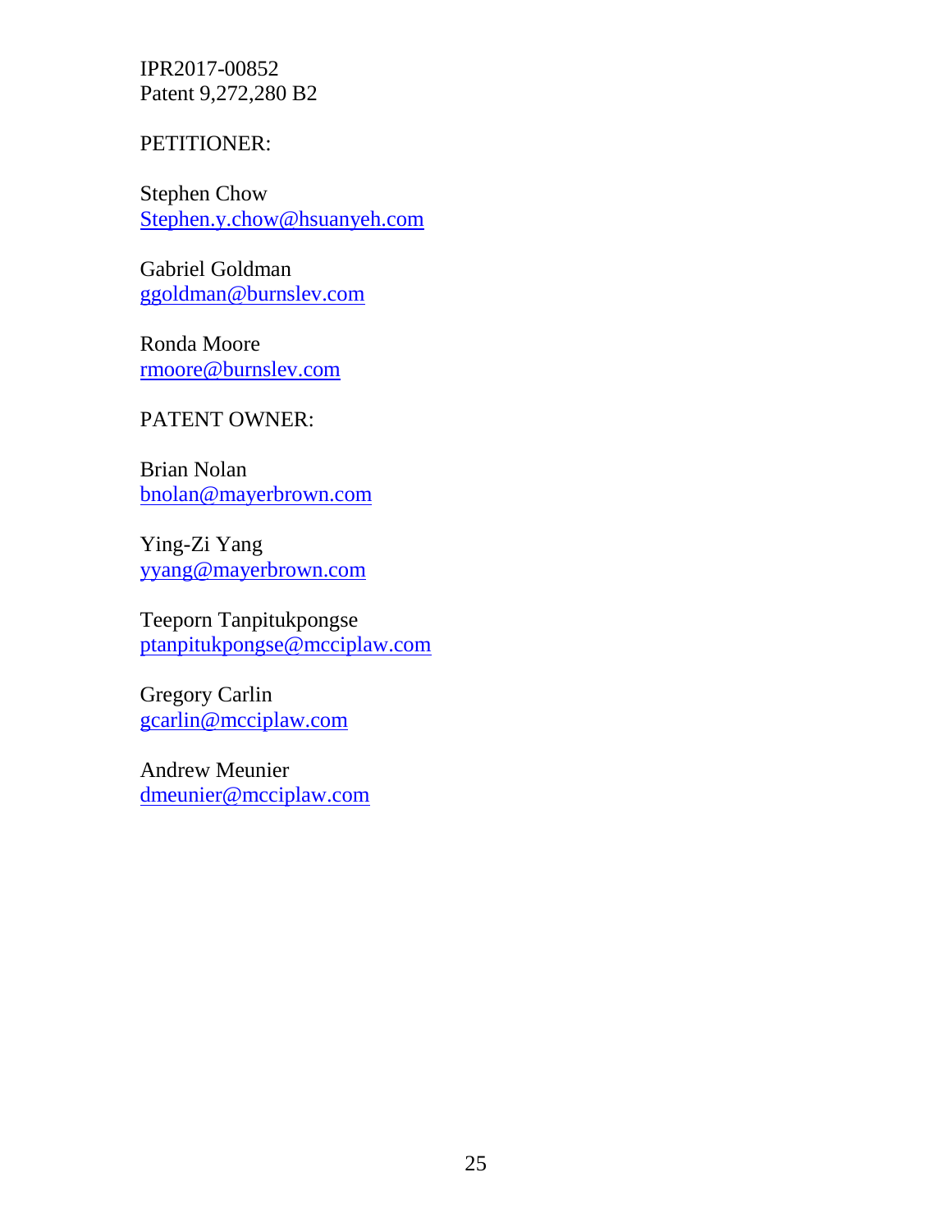IPR2017-00852
Patent 9,272,280 B2

PETITIONER:

Stephen Chow
Stephen.y.chow@hsuanyeh.com

Gabriel Goldman
ggoldman@burnslev.com

Ronda Moore
rmoore@burnslev.com

PATENT OWNER:

Brian Nolan
bnolan@mayerbrown.com

Ying-Zi Yang
yyang@mayerbrown.com

Teeporn Tanpitukpongse
ptanpitukpongse@mcciplaw.com

Gregory Carlin
gcarlin@mcciplaw.com

Andrew Meunier
dmeunier@mcciplaw.com